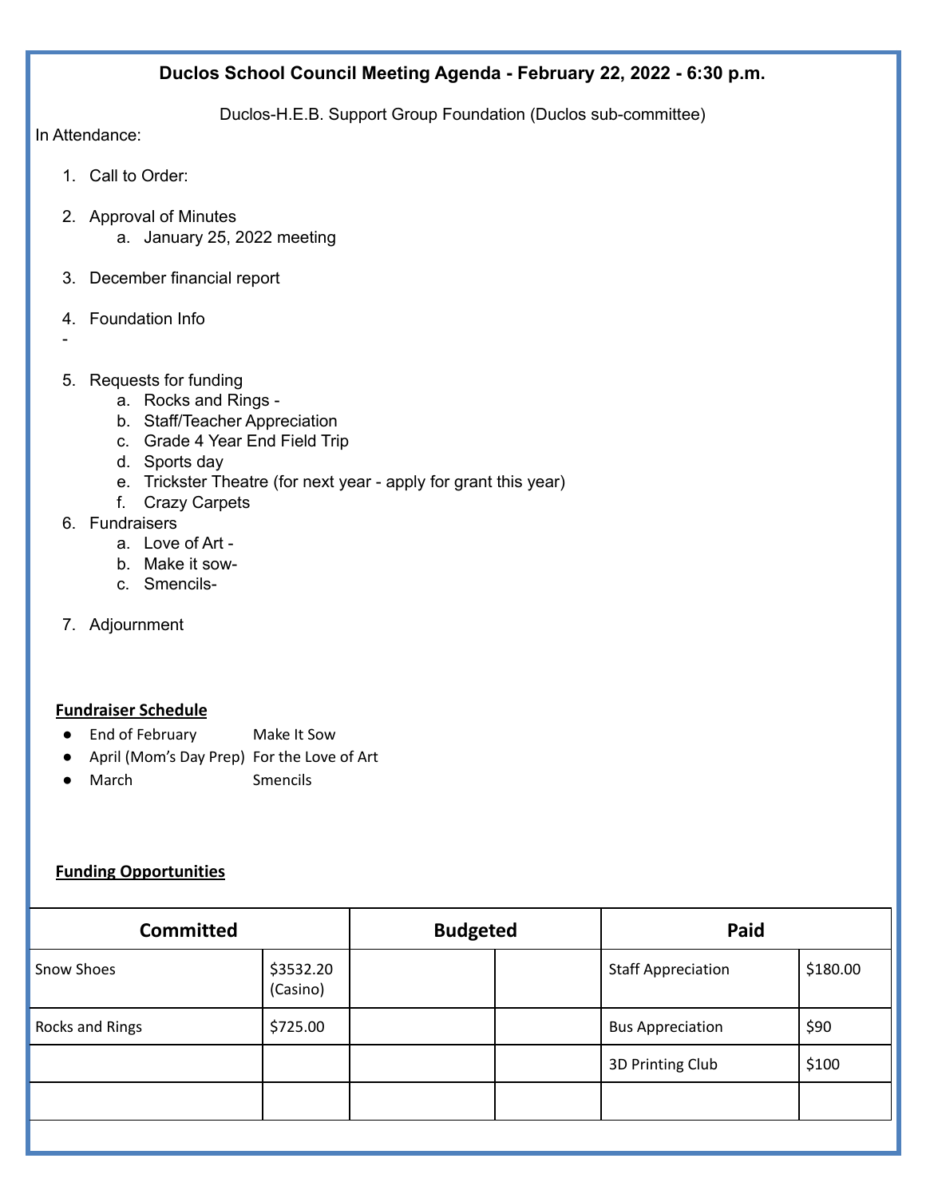**Duclos School Council Meeting Agenda - February 22, 2022 - 6:30 p.m.**

Duclos-H.E.B. Support Group Foundation (Duclos sub-committee)

In Attendance:

1. Call to Order:

2. Approval of Minutes
   a. January 25, 2022 meeting

3. December financial report

4. Foundation Info

-

5. Requests for funding
   a. Rocks and Rings -
   b. Staff/Teacher Appreciation
   c. Grade 4 Year End Field Trip
   d. Sports day
   e. Trickster Theatre (for next year - apply for grant this year)
   f. Crazy Carpets
6. Fundraisers
   a. Love of Art -
   b. Make it sow-
   c. Smencils-

7. Adjournment

**Fundraiser Schedule**

- End of February Make It Sow
- April (Mom's Day Prep) For the Love of Art
- March Smencils

**Funding Opportunities**

| Committed | | Budgeted | | Paid | |
|---|---|---|---|---|---|
| Snow Shoes | $3532.20 (Casino) | | | Staff Appreciation | $180.00 |
| Rocks and Rings | $725.00 | | | Bus Appreciation | $90 |
| | | | | 3D Printing Club | $100 |
| | | | | | |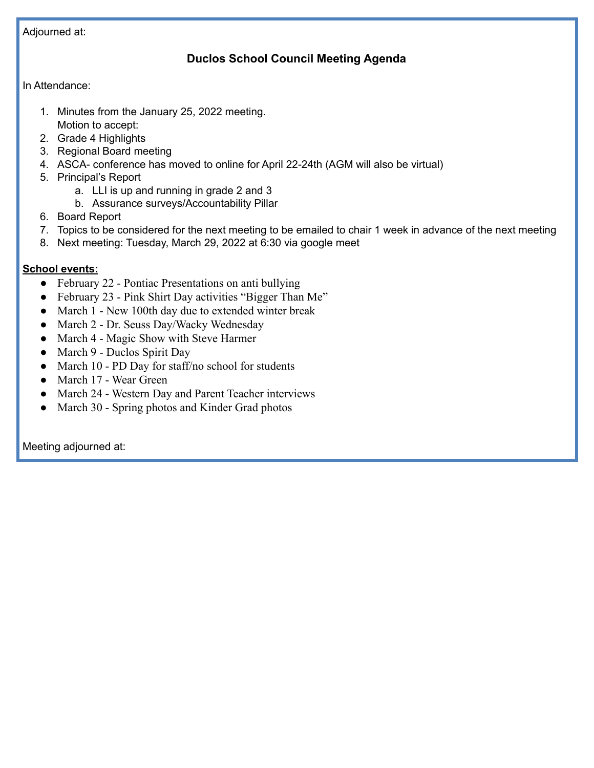Adjourned at:

## Duclos School Council Meeting Agenda

In Attendance:

1. Minutes from the January 25, 2022 meeting.
   Motion to accept:
2. Grade 4 Highlights
3. Regional Board meeting
4. ASCA- conference has moved to online for April 22-24th (AGM will also be virtual)
5. Principal's Report
   a. LLI is up and running in grade 2 and 3
   b. Assurance surveys/Accountability Pillar
6. Board Report
7. Topics to be considered for the next meeting to be emailed to chair 1 week in advance of the next meeting
8. Next meeting: Tuesday, March 29, 2022 at 6:30 via google meet

**School events:**

- February 22 - Pontiac Presentations on anti bullying
- February 23 - Pink Shirt Day activities "Bigger Than Me"
- March 1 - New 100th day due to extended winter break
- March 2 - Dr. Seuss Day/Wacky Wednesday
- March 4 - Magic Show with Steve Harmer
- March 9 - Duclos Spirit Day
- March 10 - PD Day for staff/no school for students
- March 17 - Wear Green
- March 24 - Western Day and Parent Teacher interviews
- March 30 - Spring photos and Kinder Grad photos

Meeting adjourned at: